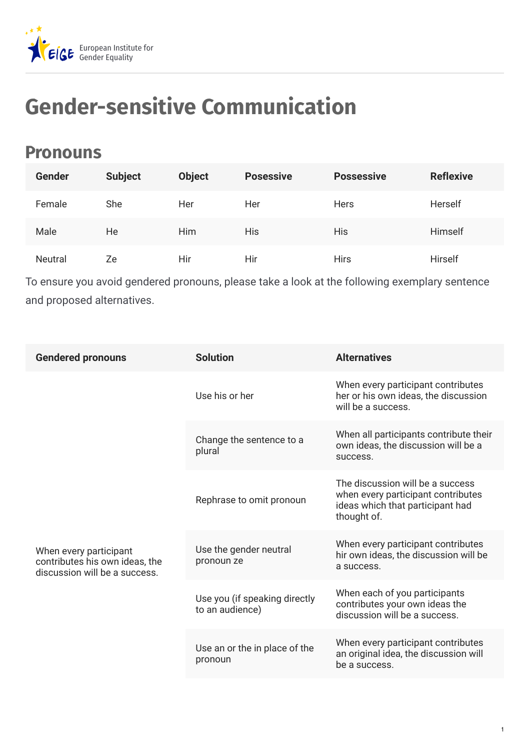European Institute for Gender Equality

# Gender-sensitive Communication

## Pronouns

| Gender | Subject | Object | Posessive | Possessive | Reflexive |
| --- | --- | --- | --- | --- | --- |
| Female | She | Her | Her | Hers | Herself |
| Male | He | Him | His | His | Himself |
| Neutral | Ze | Hir | Hir | Hirs | Hirself |

To ensure you avoid gendered pronouns, please take a look at the following exemplary sentence and proposed alternatives.

| Gendered pronouns | Solution | Alternatives |
| --- | --- | --- |
| When every participant contributes his own ideas, the discussion will be a success. | Use his or her | When every participant contributes her or his own ideas, the discussion will be a success. |
| | Change the sentence to a plural | When all participants contribute their own ideas, the discussion will be a success. |
| | Rephrase to omit pronoun | The discussion will be a success when every participant contributes ideas which that participant had thought of. |
| | Use the gender neutral pronoun ze | When every participant contributes hir own ideas, the discussion will be a success. |
| | Use you (if speaking directly to an audience) | When each of you participants contributes your own ideas the discussion will be a success. |
| | Use an or the in place of the pronoun | When every participant contributes an original idea, the discussion will be a success. |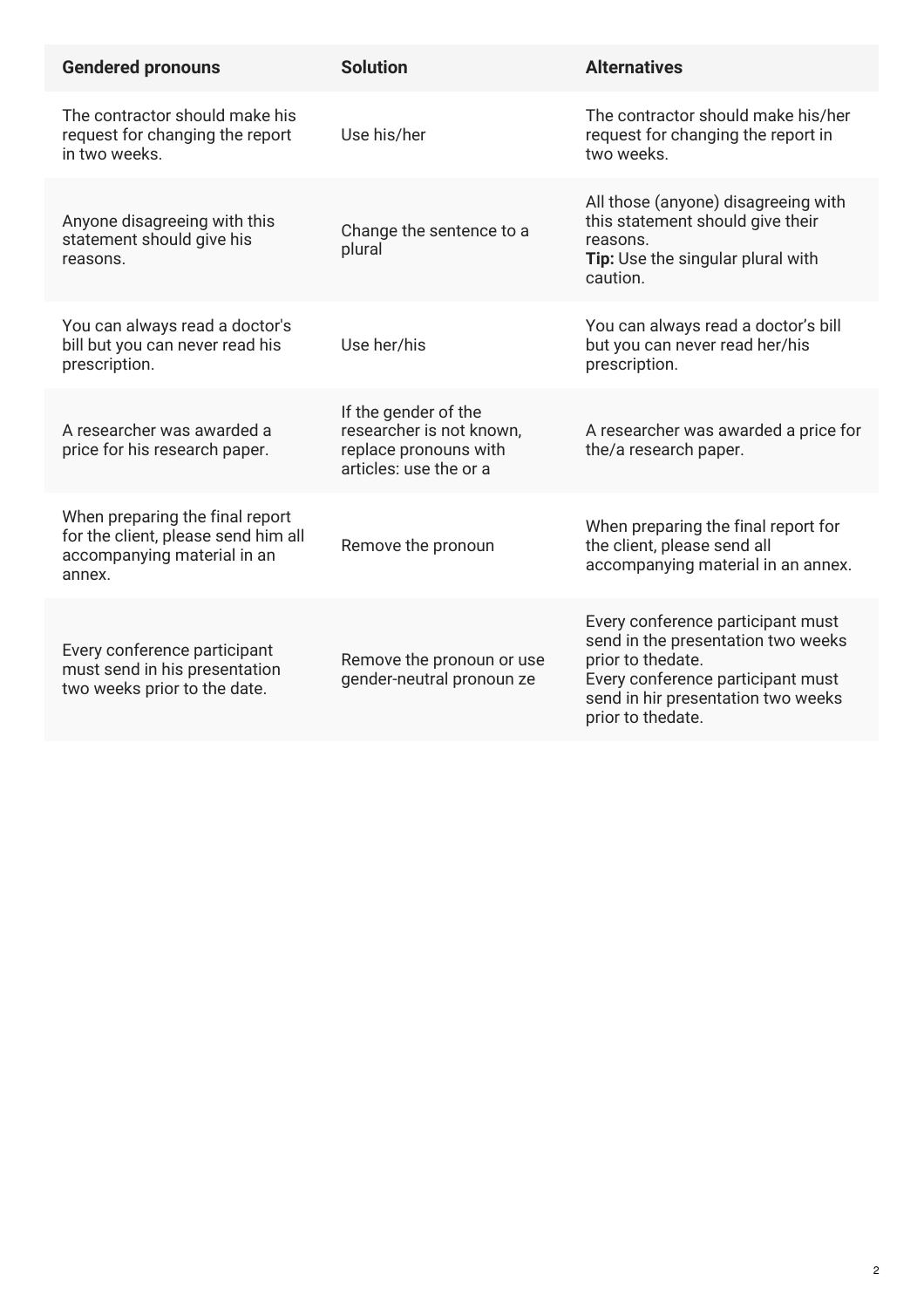| Gendered pronouns | Solution | Alternatives |
|---|---|---|
| The contractor should make his request for changing the report in two weeks. | Use his/her | The contractor should make his/her request for changing the report in two weeks. |
| Anyone disagreeing with this statement should give his reasons. | Change the sentence to a plural | All those (anyone) disagreeing with this statement should give their reasons.<br>**Tip:** Use the singular plural with caution. |
| You can always read a doctor's bill but you can never read his prescription. | Use her/his | You can always read a doctor's bill but you can never read her/his prescription. |
| A researcher was awarded a price for his research paper. | If the gender of the researcher is not known, replace pronouns with articles: use the or a | A researcher was awarded a price for the/a research paper. |
| When preparing the final report for the client, please send him all accompanying material in an annex. | Remove the pronoun | When preparing the final report for the client, please send all accompanying material in an annex. |
| Every conference participant must send in his presentation two weeks prior to the date. | Remove the pronoun or use gender-neutral pronoun ze | Every conference participant must send in the presentation two weeks prior to thedate.<br>Every conference participant must send in hir presentation two weeks prior to thedate. |